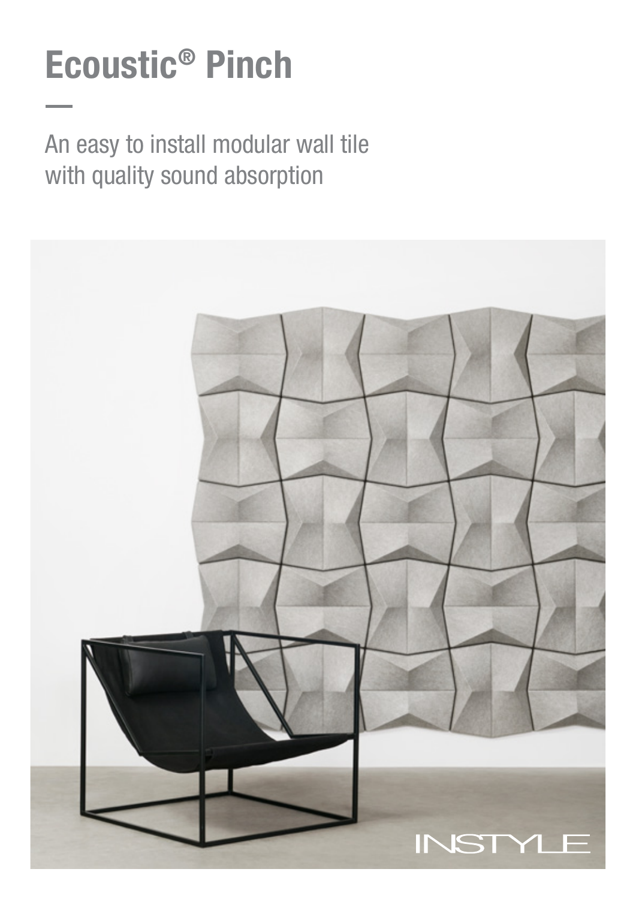# Ecoustic® Pinch

—

An easy to install modular wall tile with quality sound absorption

INSTYLE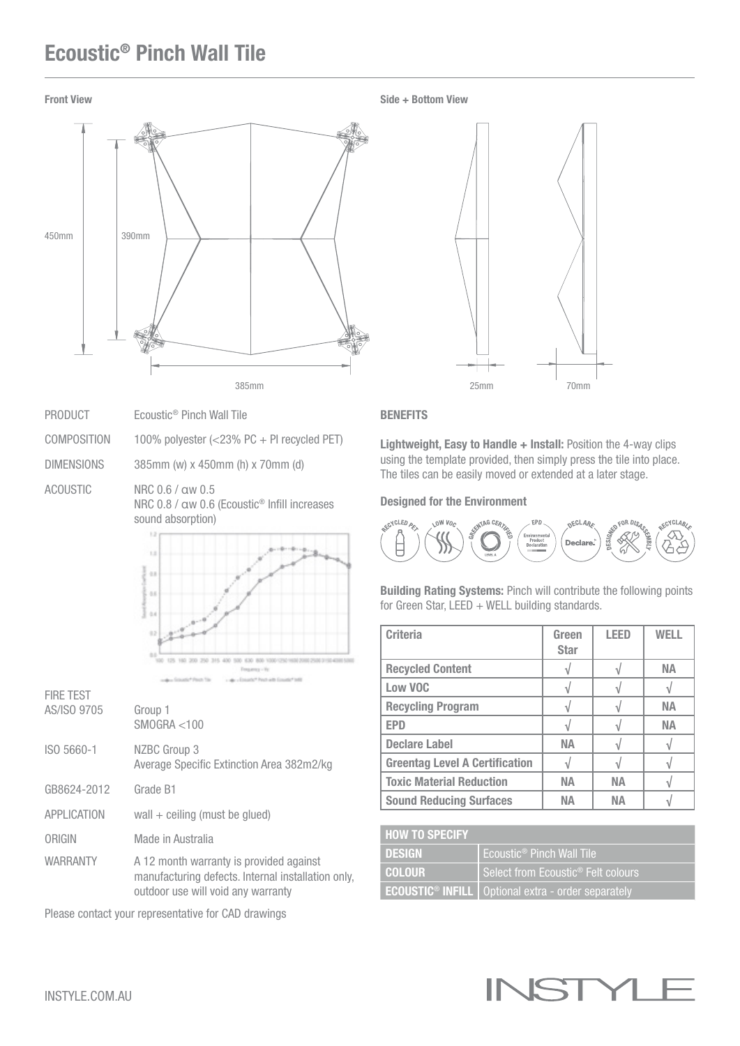# Ecoustic® Pinch Wall Tile

**Front View**

450mm
390mm
385mm

**Side + Bottom View**

25mm
70mm

| | |
|---|---|
| PRODUCT | Ecoustic® Pinch Wall Tile |
| COMPOSITION | 100% polyester (<23% PC + PI recycled PET) |
| DIMENSIONS | 385mm (w) x 450mm (h) x 70mm (d) |
| ACOUSTIC | NRC 0.6 / αw 0.5<br>NRC 0.8 / αw 0.6 (Ecoustic® Infill increases sound absorption) |
| FIRE TEST AS/ISO 9705 | Group 1<br>SMOGRA <100 |
| ISO 5660-1 | NZBC Group 3<br>Average Specific Extinction Area 382m2/kg |
| GB8624-2012 | Grade B1 |
| APPLICATION | wall + ceiling (must be glued) |
| ORIGIN | Made in Australia |
| WARRANTY | A 12 month warranty is provided against manufacturing defects. Internal installation only, outdoor use will void any warranty |

Please contact your representative for CAD drawings

**BENEFITS**

**Lightweight, Easy to Handle + Install:** Position the 4-way clips using the template provided, then simply press the tile into place. The tiles can be easily moved or extended at a later stage.

**Designed for the Environment**

RECYCLED PET · LOW VOC · GREENTAG CERTIFIED · EPD · DECLARE · DESIGNED FOR DISASSEMBLY · RECYCLABLE

**Building Rating Systems:** Pinch will contribute the following points for Green Star, LEED + WELL building standards.

| Criteria | Green Star | LEED | WELL |
|---|---|---|---|
| **Recycled Content** | √ | √ | NA |
| **Low VOC** | √ | √ | √ |
| **Recycling Program** | √ | √ | NA |
| **EPD** | √ | √ | NA |
| **Declare Label** | NA | √ | √ |
| **Greentag Level A Certification** | √ | √ | √ |
| **Toxic Material Reduction** | NA | NA | √ |
| **Sound Reducing Surfaces** | NA | NA | √ |

| HOW TO SPECIFY | |
|---|---|
| **DESIGN** | Ecoustic® Pinch Wall Tile |
| **COLOUR** | Select from Ecoustic® Felt colours |
| **ECOUSTIC® INFILL** | Optional extra - order separately |

INSTYLE.COM.AU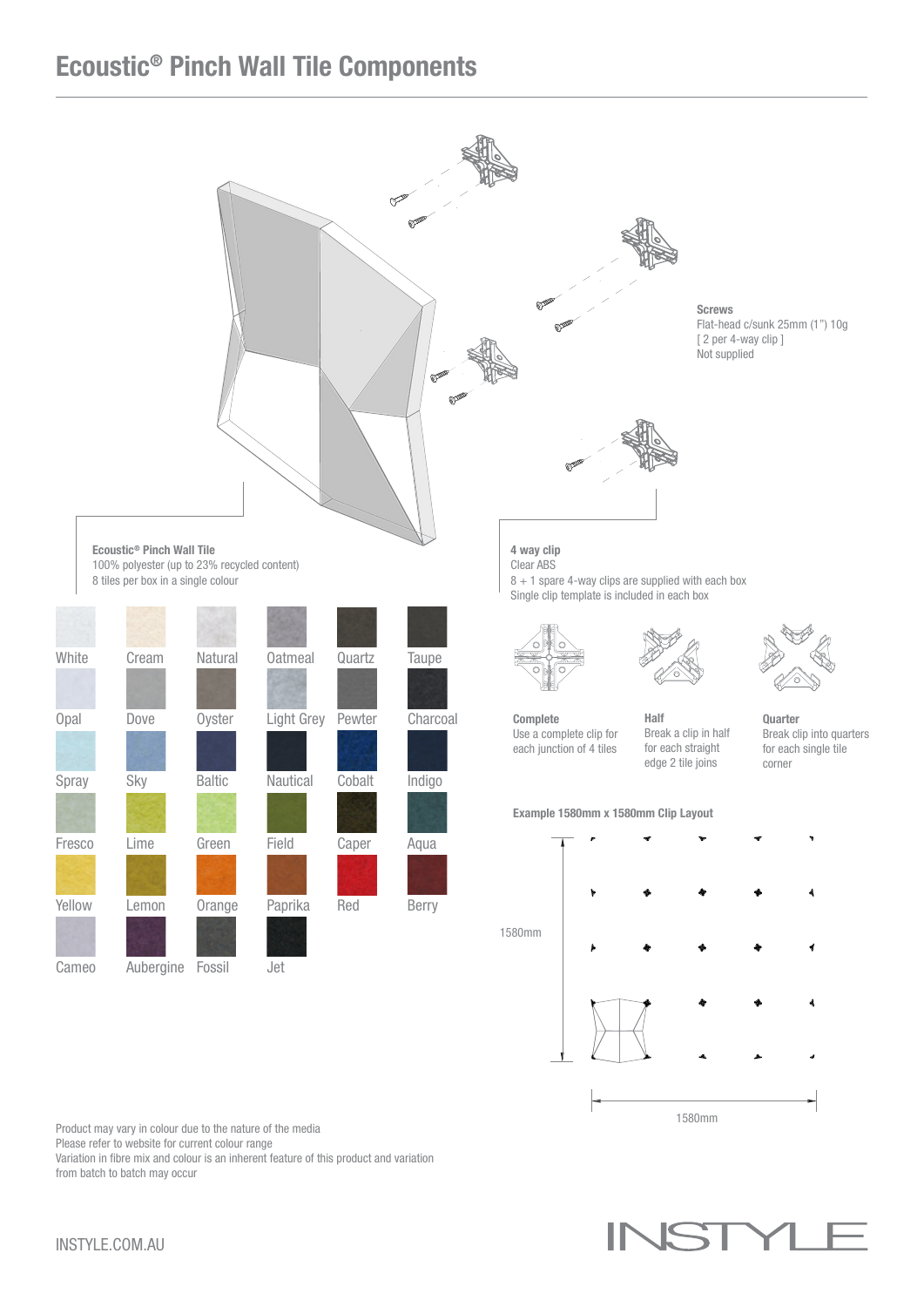# Ecoustic® Pinch Wall Tile Components

**Screws**
Flat-head c/sunk 25mm (1") 10g
[ 2 per 4-way clip ]
Not supplied

**Ecoustic® Pinch Wall Tile**
100% polyester (up to 23% recycled content)
8 tiles per box in a single colour

**4 way clip**
Clear ABS
8 + 1 spare 4-way clips are supplied with each box
Single clip template is included in each box

White, Cream, Natural, Oatmeal, Quartz, Taupe
Opal, Dove, Oyster, Light Grey, Pewter, Charcoal
Spray, Sky, Baltic, Nautical, Cobalt, Indigo
Fresco, Lime, Green, Field, Caper, Aqua
Yellow, Lemon, Orange, Paprika, Red, Berry
Cameo, Aubergine, Fossil, Jet

**Complete**
Use a complete clip for each junction of 4 tiles

**Half**
Break a clip in half for each straight edge 2 tile joins

**Quarter**
Break clip into quarters for each single tile corner

**Example 1580mm x 1580mm Clip Layout**

1580mm

1580mm

Product may vary in colour due to the nature of the media
Please refer to website for current colour range
Variation in fibre mix and colour is an inherent feature of this product and variation from batch to batch may occur

INSTYLE.COM.AU

INSTYLE